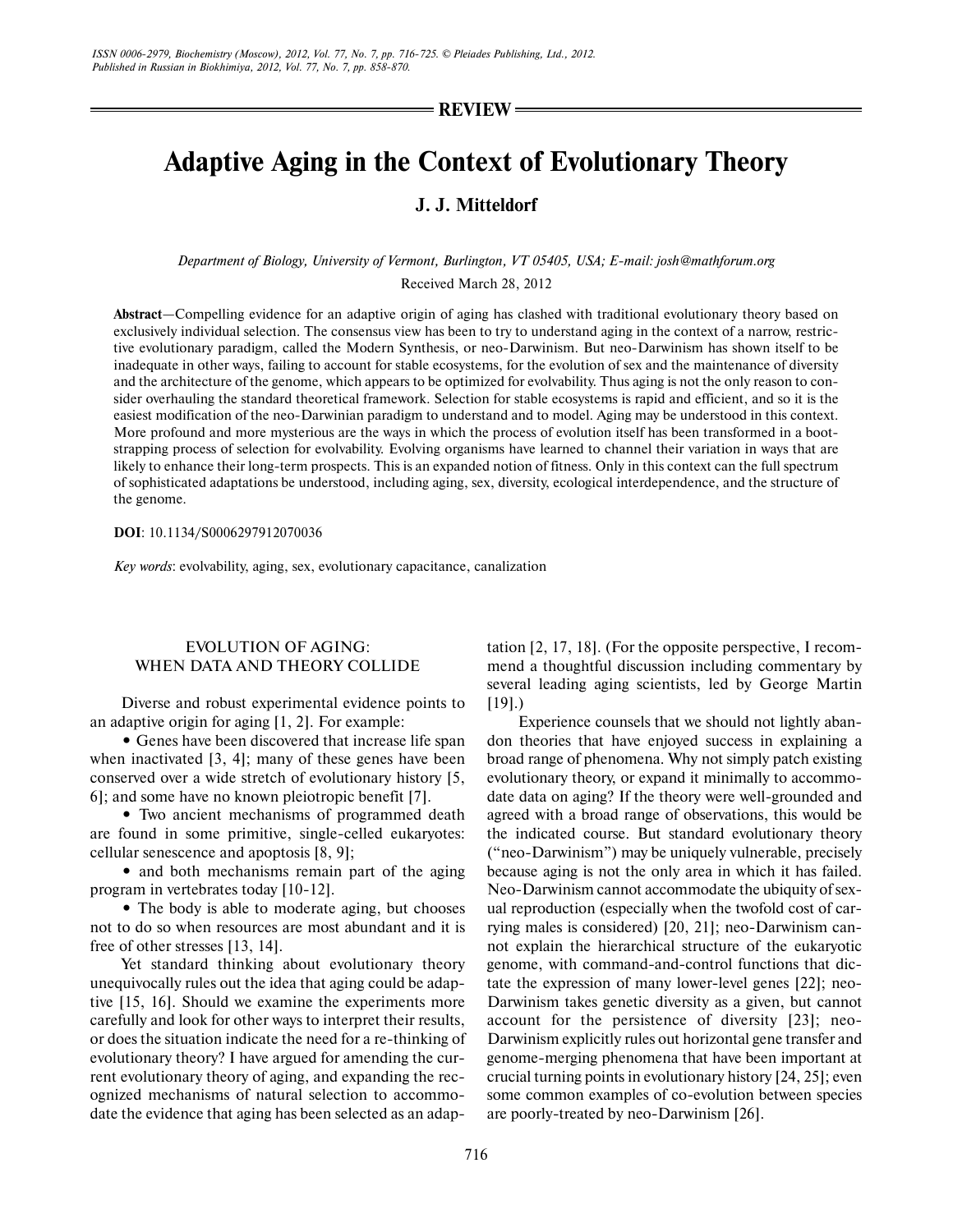REVIEW

# Adaptive Aging in the Context of Evolutionary Theory

**J. J. Mitteldorf**

*Department of Biology, University of Vermont, Burlington, VT 05405, USA; E-mail: josh@mathforum.org*

Received March 28, 2012

**Abstract**—Compelling evidence for an adaptive origin of aging has clashed with traditional evolutionary theory based on exclusively individual selection. The consensus view has been to try to understand aging in the context of a narrow, restrictive evolutionary paradigm, called the Modern Synthesis, or neo-Darwinism. But neo-Darwinism has shown itself to be inadequate in other ways, failing to account for stable ecosystems, for the evolution of sex and the maintenance of diversity and the architecture of the genome, which appears to be optimized for evolvability. Thus aging is not the only reason to consider overhauling the standard theoretical framework. Selection for stable ecosystems is rapid and efficient, and so it is the easiest modification of the neo-Darwinian paradigm to understand and to model. Aging may be understood in this context. More profound and more mysterious are the ways in which the process of evolution itself has been transformed in a bootstrapping process of selection for evolvability. Evolving organisms have learned to channel their variation in ways that are likely to enhance their long-term prospects. This is an expanded notion of fitness. Only in this context can the full spectrum of sophisticated adaptations be understood, including aging, sex, diversity, ecological interdependence, and the structure of the genome.

**DOI**: 10.1134/S0006297912070036

*Key words*: evolvability, aging, sex, evolutionary capacitance, canalization

## EVOLUTION OF AGING: WHEN DATA AND THEORY COLLIDE

Diverse and robust experimental evidence points to an adaptive origin for aging [1, 2]. For example:

- Genes have been discovered that increase life span when inactivated [3, 4]; many of these genes have been conserved over a wide stretch of evolutionary history [5, 6]; and some have no known pleiotropic benefit [7].
- Two ancient mechanisms of programmed death are found in some primitive, single-celled eukaryotes: cellular senescence and apoptosis [8, 9];
- and both mechanisms remain part of the aging program in vertebrates today [10-12].
- The body is able to moderate aging, but chooses not to do so when resources are most abundant and it is free of other stresses [13, 14].

Yet standard thinking about evolutionary theory unequivocally rules out the idea that aging could be adaptive [15, 16]. Should we examine the experiments more carefully and look for other ways to interpret their results, or does the situation indicate the need for a re-thinking of evolutionary theory? I have argued for amending the current evolutionary theory of aging, and expanding the recognized mechanisms of natural selection to accommodate the evidence that aging has been selected as an adaptation [2, 17, 18]. (For the opposite perspective, I recommend a thoughtful discussion including commentary by several leading aging scientists, led by George Martin [19].)

Experience counsels that we should not lightly abandon theories that have enjoyed success in explaining a broad range of phenomena. Why not simply patch existing evolutionary theory, or expand it minimally to accommodate data on aging? If the theory were well-grounded and agreed with a broad range of observations, this would be the indicated course. But standard evolutionary theory ("neo-Darwinism") may be uniquely vulnerable, precisely because aging is not the only area in which it has failed. Neo-Darwinism cannot accommodate the ubiquity of sexual reproduction (especially when the twofold cost of carrying males is considered) [20, 21]; neo-Darwinism cannot explain the hierarchical structure of the eukaryotic genome, with command-and-control functions that dictate the expression of many lower-level genes [22]; neo-Darwinism takes genetic diversity as a given, but cannot account for the persistence of diversity [23]; neo-Darwinism explicitly rules out horizontal gene transfer and genome-merging phenomena that have been important at crucial turning points in evolutionary history [24, 25]; even some common examples of co-evolution between species are poorly-treated by neo-Darwinism [26].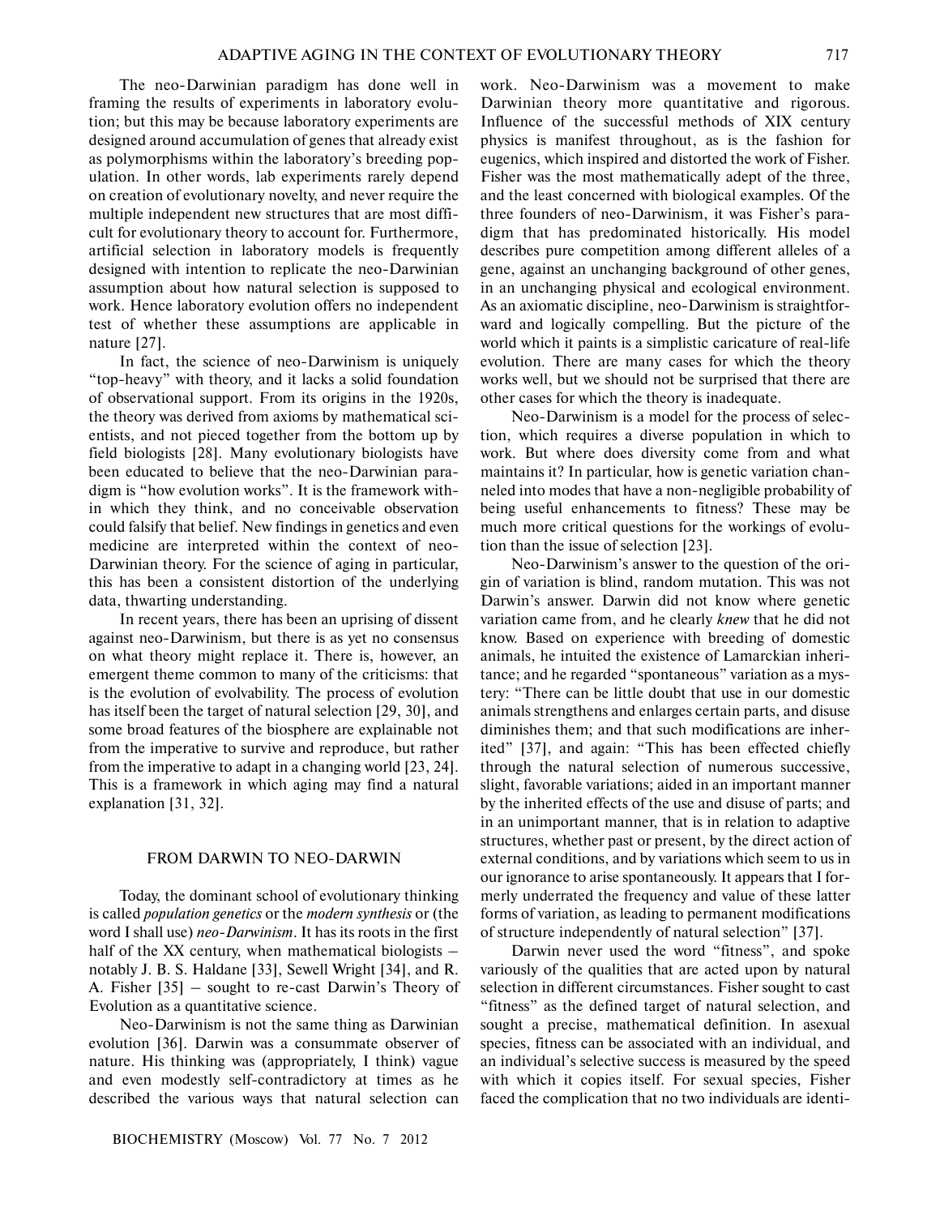The neo-Darwinian paradigm has done well in framing the results of experiments in laboratory evolution; but this may be because laboratory experiments are designed around accumulation of genes that already exist as polymorphisms within the laboratory's breeding population. In other words, lab experiments rarely depend on creation of evolutionary novelty, and never require the multiple independent new structures that are most difficult for evolutionary theory to account for. Furthermore, artificial selection in laboratory models is frequently designed with intention to replicate the neo-Darwinian assumption about how natural selection is supposed to work. Hence laboratory evolution offers no independent test of whether these assumptions are applicable in nature [27].

In fact, the science of neo-Darwinism is uniquely "top-heavy" with theory, and it lacks a solid foundation of observational support. From its origins in the 1920s, the theory was derived from axioms by mathematical scientists, and not pieced together from the bottom up by field biologists [28]. Many evolutionary biologists have been educated to believe that the neo-Darwinian paradigm is "how evolution works". It is the framework within which they think, and no conceivable observation could falsify that belief. New findings in genetics and even medicine are interpreted within the context of neo-Darwinian theory. For the science of aging in particular, this has been a consistent distortion of the underlying data, thwarting understanding.

In recent years, there has been an uprising of dissent against neo-Darwinism, but there is as yet no consensus on what theory might replace it. There is, however, an emergent theme common to many of the criticisms: that is the evolution of evolvability. The process of evolution has itself been the target of natural selection [29, 30], and some broad features of the biosphere are explainable not from the imperative to survive and reproduce, but rather from the imperative to adapt in a changing world [23, 24]. This is a framework in which aging may find a natural explanation [31, 32].

## FROM DARWIN TO NEO-DARWIN

Today, the dominant school of evolutionary thinking is called *population genetics* or the *modern synthesis* or (the word I shall use) *neo-Darwinism*. It has its roots in the first half of the XX century, when mathematical biologists – notably J. B. S. Haldane [33], Sewell Wright [34], and R. A. Fisher [35] – sought to re-cast Darwin's Theory of Evolution as a quantitative science.

Neo-Darwinism is not the same thing as Darwinian evolution [36]. Darwin was a consummate observer of nature. His thinking was (appropriately, I think) vague and even modestly self-contradictory at times as he described the various ways that natural selection can work. Neo-Darwinism was a movement to make Darwinian theory more quantitative and rigorous. Influence of the successful methods of XIX century physics is manifest throughout, as is the fashion for eugenics, which inspired and distorted the work of Fisher. Fisher was the most mathematically adept of the three, and the least concerned with biological examples. Of the three founders of neo-Darwinism, it was Fisher's paradigm that has predominated historically. His model describes pure competition among different alleles of a gene, against an unchanging background of other genes, in an unchanging physical and ecological environment. As an axiomatic discipline, neo-Darwinism is straightforward and logically compelling. But the picture of the world which it paints is a simplistic caricature of real-life evolution. There are many cases for which the theory works well, but we should not be surprised that there are other cases for which the theory is inadequate.

Neo-Darwinism is a model for the process of selection, which requires a diverse population in which to work. But where does diversity come from and what maintains it? In particular, how is genetic variation channeled into modes that have a non-negligible probability of being useful enhancements to fitness? These may be much more critical questions for the workings of evolution than the issue of selection [23].

Neo-Darwinism's answer to the question of the origin of variation is blind, random mutation. This was not Darwin's answer. Darwin did not know where genetic variation came from, and he clearly *knew* that he did not know. Based on experience with breeding of domestic animals, he intuited the existence of Lamarckian inheritance; and he regarded "spontaneous" variation as a mystery: "There can be little doubt that use in our domestic animals strengthens and enlarges certain parts, and disuse diminishes them; and that such modifications are inherited" [37], and again: "This has been effected chiefly through the natural selection of numerous successive, slight, favorable variations; aided in an important manner by the inherited effects of the use and disuse of parts; and in an unimportant manner, that is in relation to adaptive structures, whether past or present, by the direct action of external conditions, and by variations which seem to us in our ignorance to arise spontaneously. It appears that I formerly underrated the frequency and value of these latter forms of variation, as leading to permanent modifications of structure independently of natural selection" [37].

Darwin never used the word "fitness", and spoke variously of the qualities that are acted upon by natural selection in different circumstances. Fisher sought to cast "fitness" as the defined target of natural selection, and sought a precise, mathematical definition. In asexual species, fitness can be associated with an individual, and an individual's selective success is measured by the speed with which it copies itself. For sexual species, Fisher faced the complication that no two individuals are identi-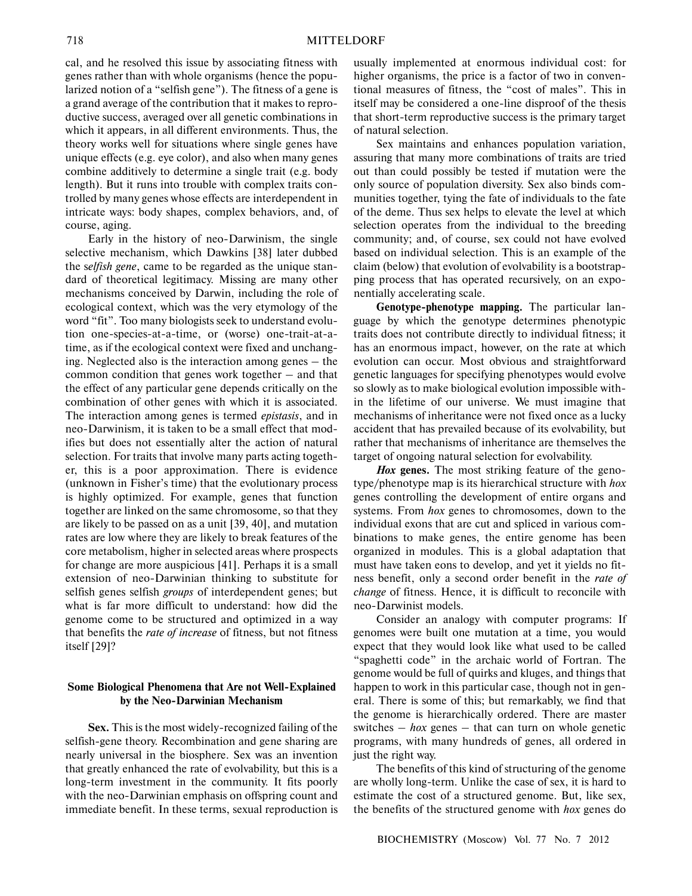cal, and he resolved this issue by associating fitness with genes rather than with whole organisms (hence the popularized notion of a "selfish gene"). The fitness of a gene is a grand average of the contribution that it makes to reproductive success, averaged over all genetic combinations in which it appears, in all different environments. Thus, the theory works well for situations where single genes have unique effects (e.g. eye color), and also when many genes combine additively to determine a single trait (e.g. body length). But it runs into trouble with complex traits controlled by many genes whose effects are interdependent in intricate ways: body shapes, complex behaviors, and, of course, aging.

Early in the history of neo-Darwinism, the single selective mechanism, which Dawkins [38] later dubbed the s*elfish gene*, came to be regarded as the unique standard of theoretical legitimacy. Missing are many other mechanisms conceived by Darwin, including the role of ecological context, which was the very etymology of the word "fit". Too many biologists seek to understand evolution one-species-at-a-time, or (worse) one-trait-at-a-time, as if the ecological context were fixed and unchanging. Neglected also is the interaction among genes – the common condition that genes work together – and that the effect of any particular gene depends critically on the combination of other genes with which it is associated. The interaction among genes is termed *epistasis*, and in neo-Darwinism, it is taken to be a small effect that modifies but does not essentially alter the action of natural selection. For traits that involve many parts acting together, this is a poor approximation. There is evidence (unknown in Fisher's time) that the evolutionary process is highly optimized. For example, genes that function together are linked on the same chromosome, so that they are likely to be passed on as a unit [39, 40], and mutation rates are low where they are likely to break features of the core metabolism, higher in selected areas where prospects for change are more auspicious [41]. Perhaps it is a small extension of neo-Darwinian thinking to substitute for selfish genes selfish *groups* of interdependent genes; but what is far more difficult to understand: how did the genome come to be structured and optimized in a way that benefits the *rate of increase* of fitness, but not fitness itself [29]?

## Some Biological Phenomena that Are not Well-Explained by the Neo-Darwinian Mechanism

**Sex.** This is the most widely-recognized failing of the selfish-gene theory. Recombination and gene sharing are nearly universal in the biosphere. Sex was an invention that greatly enhanced the rate of evolvability, but this is a long-term investment in the community. It fits poorly with the neo-Darwinian emphasis on offspring count and immediate benefit. In these terms, sexual reproduction is usually implemented at enormous individual cost: for higher organisms, the price is a factor of two in conventional measures of fitness, the "cost of males". This in itself may be considered a one-line disproof of the thesis that short-term reproductive success is the primary target of natural selection.

Sex maintains and enhances population variation, assuring that many more combinations of traits are tried out than could possibly be tested if mutation were the only source of population diversity. Sex also binds communities together, tying the fate of individuals to the fate of the deme. Thus sex helps to elevate the level at which selection operates from the individual to the breeding community; and, of course, sex could not have evolved based on individual selection. This is an example of the claim (below) that evolution of evolvability is a bootstrapping process that has operated recursively, on an exponentially accelerating scale.

**Genotype-phenotype mapping.** The particular language by which the genotype determines phenotypic traits does not contribute directly to individual fitness; it has an enormous impact, however, on the rate at which evolution can occur. Most obvious and straightforward genetic languages for specifying phenotypes would evolve so slowly as to make biological evolution impossible within the lifetime of our universe. We must imagine that mechanisms of inheritance were not fixed once as a lucky accident that has prevailed because of its evolvability, but rather that mechanisms of inheritance are themselves the target of ongoing natural selection for evolvability.

***Hox* genes.** The most striking feature of the genotype/phenotype map is its hierarchical structure with *hox* genes controlling the development of entire organs and systems. From *hox* genes to chromosomes, down to the individual exons that are cut and spliced in various combinations to make genes, the entire genome has been organized in modules. This is a global adaptation that must have taken eons to develop, and yet it yields no fitness benefit, only a second order benefit in the *rate of change* of fitness. Hence, it is difficult to reconcile with neo-Darwinist models.

Consider an analogy with computer programs: If genomes were built one mutation at a time, you would expect that they would look like what used to be called "spaghetti code" in the archaic world of Fortran. The genome would be full of quirks and kluges, and things that happen to work in this particular case, though not in general. There is some of this; but remarkably, we find that the genome is hierarchically ordered. There are master switches – *hox* genes – that can turn on whole genetic programs, with many hundreds of genes, all ordered in just the right way.

The benefits of this kind of structuring of the genome are wholly long-term. Unlike the case of sex, it is hard to estimate the cost of a structured genome. But, like sex, the benefits of the structured genome with *hox* genes do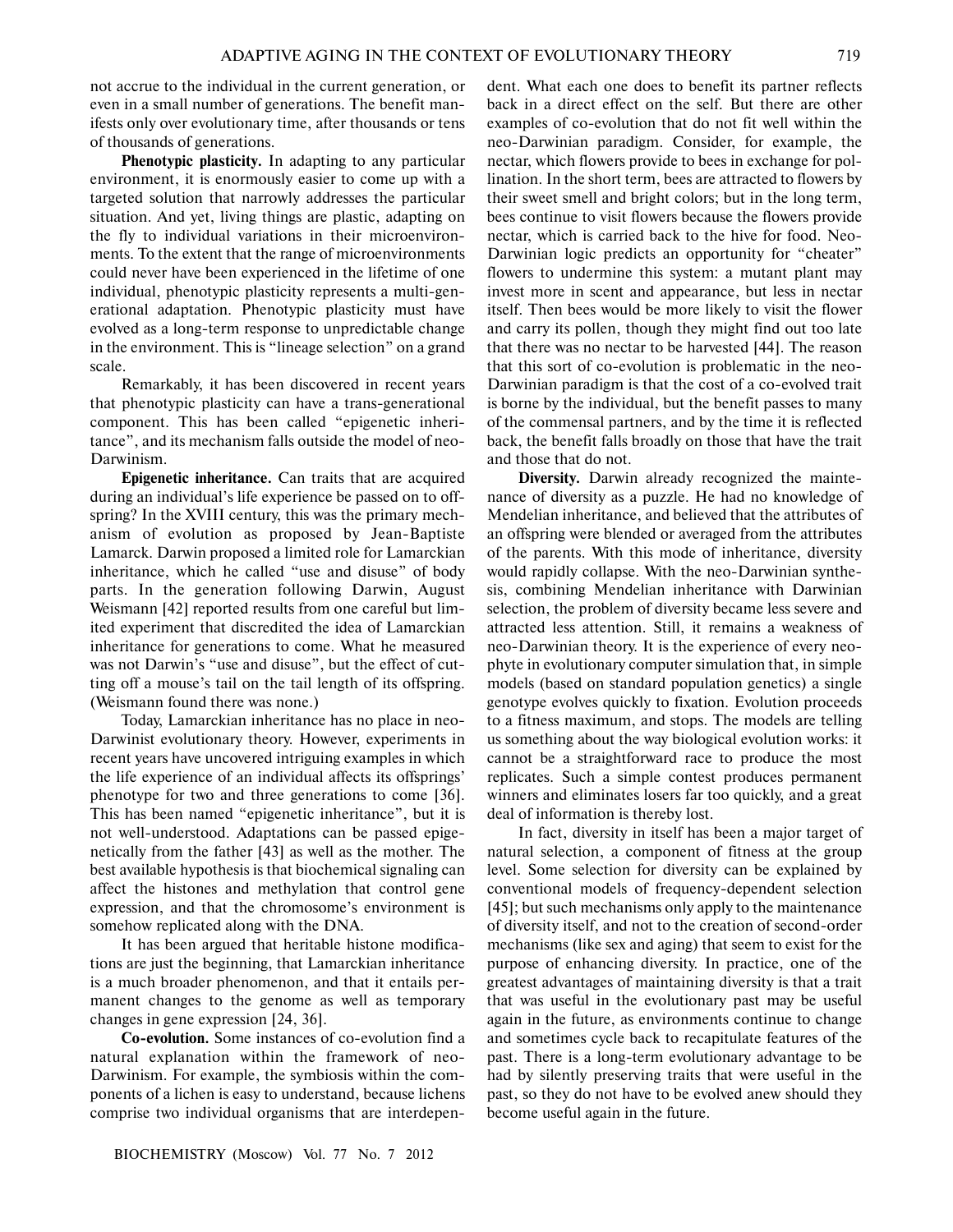not accrue to the individual in the current generation, or even in a small number of generations. The benefit manifests only over evolutionary time, after thousands or tens of thousands of generations.

**Phenotypic plasticity.** In adapting to any particular environment, it is enormously easier to come up with a targeted solution that narrowly addresses the particular situation. And yet, living things are plastic, adapting on the fly to individual variations in their microenvironments. To the extent that the range of microenvironments could never have been experienced in the lifetime of one individual, phenotypic plasticity represents a multi-generational adaptation. Phenotypic plasticity must have evolved as a long-term response to unpredictable change in the environment. This is "lineage selection" on a grand scale.

Remarkably, it has been discovered in recent years that phenotypic plasticity can have a trans-generational component. This has been called "epigenetic inheritance", and its mechanism falls outside the model of neo-Darwinism.

**Epigenetic inheritance.** Can traits that are acquired during an individual's life experience be passed on to offspring? In the XVIII century, this was the primary mechanism of evolution as proposed by Jean-Baptiste Lamarck. Darwin proposed a limited role for Lamarckian inheritance, which he called "use and disuse" of body parts. In the generation following Darwin, August Weismann [42] reported results from one careful but limited experiment that discredited the idea of Lamarckian inheritance for generations to come. What he measured was not Darwin's "use and disuse", but the effect of cutting off a mouse's tail on the tail length of its offspring. (Weismann found there was none.)

Today, Lamarckian inheritance has no place in neo-Darwinist evolutionary theory. However, experiments in recent years have uncovered intriguing examples in which the life experience of an individual affects its offsprings' phenotype for two and three generations to come [36]. This has been named "epigenetic inheritance", but it is not well-understood. Adaptations can be passed epigenetically from the father [43] as well as the mother. The best available hypothesis is that biochemical signaling can affect the histones and methylation that control gene expression, and that the chromosome's environment is somehow replicated along with the DNA.

It has been argued that heritable histone modifications are just the beginning, that Lamarckian inheritance is a much broader phenomenon, and that it entails permanent changes to the genome as well as temporary changes in gene expression [24, 36].

**Co-evolution.** Some instances of co-evolution find a natural explanation within the framework of neo-Darwinism. For example, the symbiosis within the components of a lichen is easy to understand, because lichens comprise two individual organisms that are interdependent. What each one does to benefit its partner reflects back in a direct effect on the self. But there are other examples of co-evolution that do not fit well within the neo-Darwinian paradigm. Consider, for example, the nectar, which flowers provide to bees in exchange for pollination. In the short term, bees are attracted to flowers by their sweet smell and bright colors; but in the long term, bees continue to visit flowers because the flowers provide nectar, which is carried back to the hive for food. Neo-Darwinian logic predicts an opportunity for "cheater" flowers to undermine this system: a mutant plant may invest more in scent and appearance, but less in nectar itself. Then bees would be more likely to visit the flower and carry its pollen, though they might find out too late that there was no nectar to be harvested [44]. The reason that this sort of co-evolution is problematic in the neo-Darwinian paradigm is that the cost of a co-evolved trait is borne by the individual, but the benefit passes to many of the commensal partners, and by the time it is reflected back, the benefit falls broadly on those that have the trait and those that do not.

**Diversity.** Darwin already recognized the maintenance of diversity as a puzzle. He had no knowledge of Mendelian inheritance, and believed that the attributes of an offspring were blended or averaged from the attributes of the parents. With this mode of inheritance, diversity would rapidly collapse. With the neo-Darwinian synthesis, combining Mendelian inheritance with Darwinian selection, the problem of diversity became less severe and attracted less attention. Still, it remains a weakness of neo-Darwinian theory. It is the experience of every neophyte in evolutionary computer simulation that, in simple models (based on standard population genetics) a single genotype evolves quickly to fixation. Evolution proceeds to a fitness maximum, and stops. The models are telling us something about the way biological evolution works: it cannot be a straightforward race to produce the most replicates. Such a simple contest produces permanent winners and eliminates losers far too quickly, and a great deal of information is thereby lost.

In fact, diversity in itself has been a major target of natural selection, a component of fitness at the group level. Some selection for diversity can be explained by conventional models of frequency-dependent selection [45]; but such mechanisms only apply to the maintenance of diversity itself, and not to the creation of second-order mechanisms (like sex and aging) that seem to exist for the purpose of enhancing diversity. In practice, one of the greatest advantages of maintaining diversity is that a trait that was useful in the evolutionary past may be useful again in the future, as environments continue to change and sometimes cycle back to recapitulate features of the past. There is a long-term evolutionary advantage to be had by silently preserving traits that were useful in the past, so they do not have to be evolved anew should they become useful again in the future.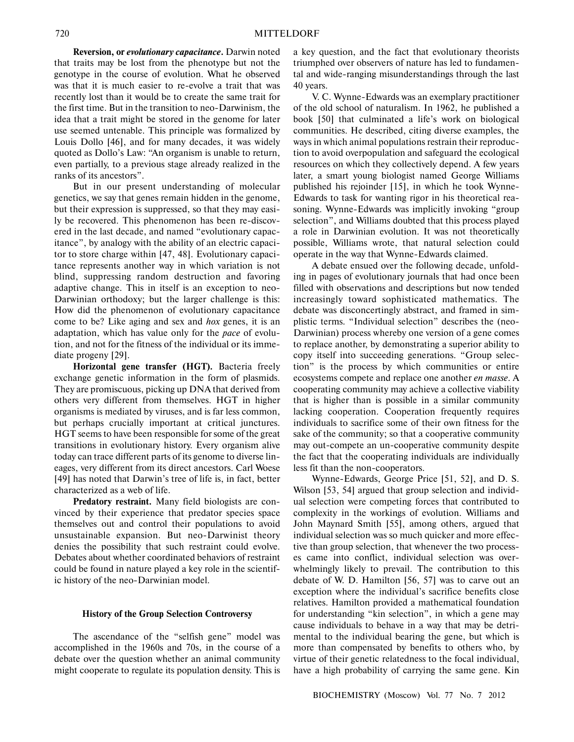**Reversion, or *evolutionary capacitance*.** Darwin noted that traits may be lost from the phenotype but not the genotype in the course of evolution. What he observed was that it is much easier to re-evolve a trait that was recently lost than it would be to create the same trait for the first time. But in the transition to neo-Darwinism, the idea that a trait might be stored in the genome for later use seemed untenable. This principle was formalized by Louis Dollo [46], and for many decades, it was widely quoted as Dollo's Law: "An organism is unable to return, even partially, to a previous stage already realized in the ranks of its ancestors".

But in our present understanding of molecular genetics, we say that genes remain hidden in the genome, but their expression is suppressed, so that they may easily be recovered. This phenomenon has been re-discovered in the last decade, and named "evolutionary capacitance", by analogy with the ability of an electric capacitor to store charge within [47, 48]. Evolutionary capacitance represents another way in which variation is not blind, suppressing random destruction and favoring adaptive change. This in itself is an exception to neo-Darwinian orthodoxy; but the larger challenge is this: How did the phenomenon of evolutionary capacitance come to be? Like aging and sex and *hox* genes, it is an adaptation, which has value only for the *pace* of evolution, and not for the fitness of the individual or its immediate progeny [29].

**Horizontal gene transfer (HGT).** Bacteria freely exchange genetic information in the form of plasmids. They are promiscuous, picking up DNA that derived from others very different from themselves. HGT in higher organisms is mediated by viruses, and is far less common, but perhaps crucially important at critical junctures. HGT seems to have been responsible for some of the great transitions in evolutionary history. Every organism alive today can trace different parts of its genome to diverse lineages, very different from its direct ancestors. Carl Woese [49] has noted that Darwin's tree of life is, in fact, better characterized as a web of life.

**Predatory restraint.** Many field biologists are convinced by their experience that predator species space themselves out and control their populations to avoid unsustainable expansion. But neo-Darwinist theory denies the possibility that such restraint could evolve. Debates about whether coordinated behaviors of restraint could be found in nature played a key role in the scientific history of the neo-Darwinian model.

### History of the Group Selection Controversy

The ascendance of the "selfish gene" model was accomplished in the 1960s and 70s, in the course of a debate over the question whether an animal community might cooperate to regulate its population density. This is a key question, and the fact that evolutionary theorists triumphed over observers of nature has led to fundamental and wide-ranging misunderstandings through the last 40 years.

V. C. Wynne-Edwards was an exemplary practitioner of the old school of naturalism. In 1962, he published a book [50] that culminated a life's work on biological communities. He described, citing diverse examples, the ways in which animal populations restrain their reproduction to avoid overpopulation and safeguard the ecological resources on which they collectively depend. A few years later, a smart young biologist named George Williams published his rejoinder [15], in which he took Wynne-Edwards to task for wanting rigor in his theoretical reasoning. Wynne-Edwards was implicitly invoking "group selection", and Williams doubted that this process played a role in Darwinian evolution. It was not theoretically possible, Williams wrote, that natural selection could operate in the way that Wynne-Edwards claimed.

A debate ensued over the following decade, unfolding in pages of evolutionary journals that had once been filled with observations and descriptions but now tended increasingly toward sophisticated mathematics. The debate was disconcertingly abstract, and framed in simplistic terms. "Individual selection" describes the (neo-Darwinian) process whereby one version of a gene comes to replace another, by demonstrating a superior ability to copy itself into succeeding generations. "Group selection" is the process by which communities or entire ecosystems compete and replace one another *en masse*. A cooperating community may achieve a collective viability that is higher than is possible in a similar community lacking cooperation. Cooperation frequently requires individuals to sacrifice some of their own fitness for the sake of the community; so that a cooperative community may out-compete an un-cooperative community despite the fact that the cooperating individuals are individually less fit than the non-cooperators.

Wynne-Edwards, George Price [51, 52], and D. S. Wilson [53, 54] argued that group selection and individual selection were competing forces that contributed to complexity in the workings of evolution. Williams and John Maynard Smith [55], among others, argued that individual selection was so much quicker and more effective than group selection, that whenever the two processes came into conflict, individual selection was overwhelmingly likely to prevail. The contribution to this debate of W. D. Hamilton [56, 57] was to carve out an exception where the individual's sacrifice benefits close relatives. Hamilton provided a mathematical foundation for understanding "kin selection", in which a gene may cause individuals to behave in a way that may be detrimental to the individual bearing the gene, but which is more than compensated by benefits to others who, by virtue of their genetic relatedness to the focal individual, have a high probability of carrying the same gene. Kin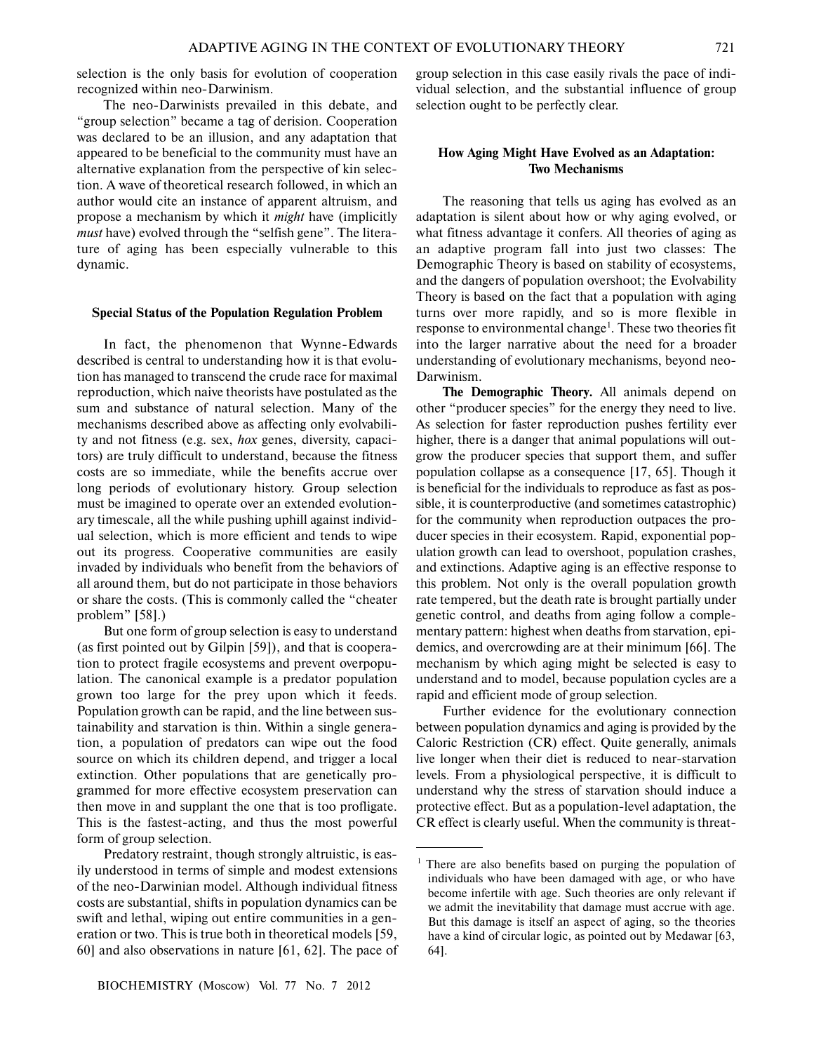selection is the only basis for evolution of cooperation recognized within neo-Darwinism.

The neo-Darwinists prevailed in this debate, and "group selection" became a tag of derision. Cooperation was declared to be an illusion, and any adaptation that appeared to be beneficial to the community must have an alternative explanation from the perspective of kin selection. A wave of theoretical research followed, in which an author would cite an instance of apparent altruism, and propose a mechanism by which it *might* have (implicitly *must* have) evolved through the "selfish gene". The literature of aging has been especially vulnerable to this dynamic.

### Special Status of the Population Regulation Problem

In fact, the phenomenon that Wynne-Edwards described is central to understanding how it is that evolution has managed to transcend the crude race for maximal reproduction, which naive theorists have postulated as the sum and substance of natural selection. Many of the mechanisms described above as affecting only evolvability and not fitness (e.g. sex, *hox* genes, diversity, capacitors) are truly difficult to understand, because the fitness costs are so immediate, while the benefits accrue over long periods of evolutionary history. Group selection must be imagined to operate over an extended evolutionary timescale, all the while pushing uphill against individual selection, which is more efficient and tends to wipe out its progress. Cooperative communities are easily invaded by individuals who benefit from the behaviors of all around them, but do not participate in those behaviors or share the costs. (This is commonly called the "cheater problem" [58].)

But one form of group selection is easy to understand (as first pointed out by Gilpin [59]), and that is cooperation to protect fragile ecosystems and prevent overpopulation. The canonical example is a predator population grown too large for the prey upon which it feeds. Population growth can be rapid, and the line between sustainability and starvation is thin. Within a single generation, a population of predators can wipe out the food source on which its children depend, and trigger a local extinction. Other populations that are genetically programmed for more effective ecosystem preservation can then move in and supplant the one that is too profligate. This is the fastest-acting, and thus the most powerful form of group selection.

Predatory restraint, though strongly altruistic, is easily understood in terms of simple and modest extensions of the neo-Darwinian model. Although individual fitness costs are substantial, shifts in population dynamics can be swift and lethal, wiping out entire communities in a generation or two. This is true both in theoretical models [59, 60] and also observations in nature [61, 62]. The pace of group selection in this case easily rivals the pace of individual selection, and the substantial influence of group selection ought to be perfectly clear.

### How Aging Might Have Evolved as an Adaptation: Two Mechanisms

The reasoning that tells us aging has evolved as an adaptation is silent about how or why aging evolved, or what fitness advantage it confers. All theories of aging as an adaptive program fall into just two classes: The Demographic Theory is based on stability of ecosystems, and the dangers of population overshoot; the Evolvability Theory is based on the fact that a population with aging turns over more rapidly, and so is more flexible in response to environmental change[1]. These two theories fit into the larger narrative about the need for a broader understanding of evolutionary mechanisms, beyond neo-Darwinism.

**The Demographic Theory.** All animals depend on other "producer species" for the energy they need to live. As selection for faster reproduction pushes fertility ever higher, there is a danger that animal populations will outgrow the producer species that support them, and suffer population collapse as a consequence [17, 65]. Though it is beneficial for the individuals to reproduce as fast as possible, it is counterproductive (and sometimes catastrophic) for the community when reproduction outpaces the producer species in their ecosystem. Rapid, exponential population growth can lead to overshoot, population crashes, and extinctions. Adaptive aging is an effective response to this problem. Not only is the overall population growth rate tempered, but the death rate is brought partially under genetic control, and deaths from aging follow a complementary pattern: highest when deaths from starvation, epidemics, and overcrowding are at their minimum [66]. The mechanism by which aging might be selected is easy to understand and to model, because population cycles are a rapid and efficient mode of group selection.

Further evidence for the evolutionary connection between population dynamics and aging is provided by the Caloric Restriction (CR) effect. Quite generally, animals live longer when their diet is reduced to near-starvation levels. From a physiological perspective, it is difficult to understand why the stress of starvation should induce a protective effect. But as a population-level adaptation, the CR effect is clearly useful. When the community is threat-

[1] There are also benefits based on purging the population of individuals who have been damaged with age, or who have become infertile with age. Such theories are only relevant if we admit the inevitability that damage must accrue with age. But this damage is itself an aspect of aging, so the theories have a kind of circular logic, as pointed out by Medawar [63, 64].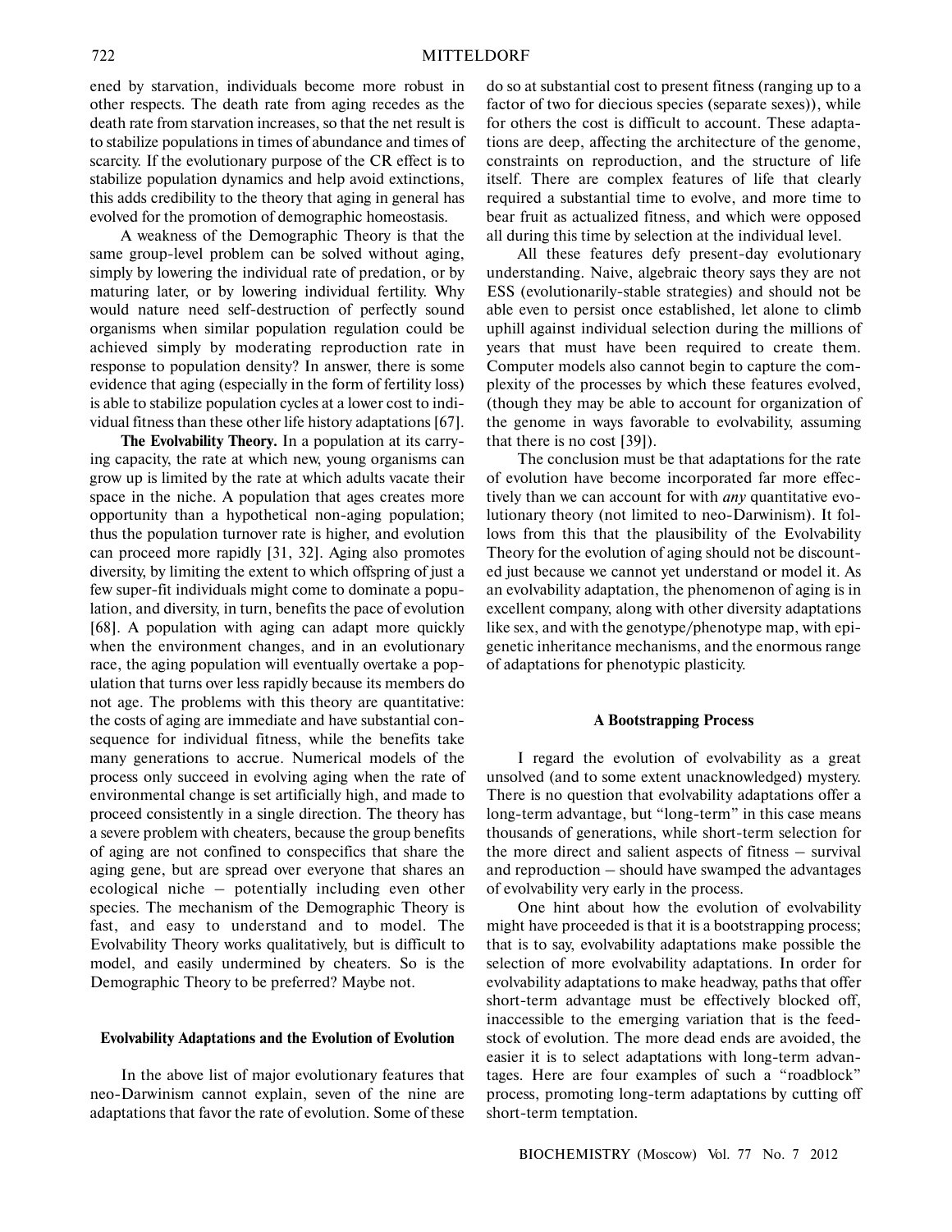ened by starvation, individuals become more robust in other respects. The death rate from aging recedes as the death rate from starvation increases, so that the net result is to stabilize populations in times of abundance and times of scarcity. If the evolutionary purpose of the CR effect is to stabilize population dynamics and help avoid extinctions, this adds credibility to the theory that aging in general has evolved for the promotion of demographic homeostasis.

A weakness of the Demographic Theory is that the same group-level problem can be solved without aging, simply by lowering the individual rate of predation, or by maturing later, or by lowering individual fertility. Why would nature need self-destruction of perfectly sound organisms when similar population regulation could be achieved simply by moderating reproduction rate in response to population density? In answer, there is some evidence that aging (especially in the form of fertility loss) is able to stabilize population cycles at a lower cost to individual fitness than these other life history adaptations [67].

**The Evolvability Theory.** In a population at its carrying capacity, the rate at which new, young organisms can grow up is limited by the rate at which adults vacate their space in the niche. A population that ages creates more opportunity than a hypothetical non-aging population; thus the population turnover rate is higher, and evolution can proceed more rapidly [31, 32]. Aging also promotes diversity, by limiting the extent to which offspring of just a few super-fit individuals might come to dominate a population, and diversity, in turn, benefits the pace of evolution [68]. A population with aging can adapt more quickly when the environment changes, and in an evolutionary race, the aging population will eventually overtake a population that turns over less rapidly because its members do not age. The problems with this theory are quantitative: the costs of aging are immediate and have substantial consequence for individual fitness, while the benefits take many generations to accrue. Numerical models of the process only succeed in evolving aging when the rate of environmental change is set artificially high, and made to proceed consistently in a single direction. The theory has a severe problem with cheaters, because the group benefits of aging are not confined to conspecifics that share the aging gene, but are spread over everyone that shares an ecological niche – potentially including even other species. The mechanism of the Demographic Theory is fast, and easy to understand and to model. The Evolvability Theory works qualitatively, but is difficult to model, and easily undermined by cheaters. So is the Demographic Theory to be preferred? Maybe not.

### Evolvability Adaptations and the Evolution of Evolution

In the above list of major evolutionary features that neo-Darwinism cannot explain, seven of the nine are adaptations that favor the rate of evolution. Some of these do so at substantial cost to present fitness (ranging up to a factor of two for diecious species (separate sexes)), while for others the cost is difficult to account. These adaptations are deep, affecting the architecture of the genome, constraints on reproduction, and the structure of life itself. There are complex features of life that clearly required a substantial time to evolve, and more time to bear fruit as actualized fitness, and which were opposed all during this time by selection at the individual level.

All these features defy present-day evolutionary understanding. Naive, algebraic theory says they are not ESS (evolutionarily-stable strategies) and should not be able even to persist once established, let alone to climb uphill against individual selection during the millions of years that must have been required to create them. Computer models also cannot begin to capture the complexity of the processes by which these features evolved, (though they may be able to account for organization of the genome in ways favorable to evolvability, assuming that there is no cost [39]).

The conclusion must be that adaptations for the rate of evolution have become incorporated far more effectively than we can account for with *any* quantitative evolutionary theory (not limited to neo-Darwinism). It follows from this that the plausibility of the Evolvability Theory for the evolution of aging should not be discounted just because we cannot yet understand or model it. As an evolvability adaptation, the phenomenon of aging is in excellent company, along with other diversity adaptations like sex, and with the genotype/phenotype map, with epigenetic inheritance mechanisms, and the enormous range of adaptations for phenotypic plasticity.

### A Bootstrapping Process

I regard the evolution of evolvability as a great unsolved (and to some extent unacknowledged) mystery. There is no question that evolvability adaptations offer a long-term advantage, but "long-term" in this case means thousands of generations, while short-term selection for the more direct and salient aspects of fitness – survival and reproduction – should have swamped the advantages of evolvability very early in the process.

One hint about how the evolution of evolvability might have proceeded is that it is a bootstrapping process; that is to say, evolvability adaptations make possible the selection of more evolvability adaptations. In order for evolvability adaptations to make headway, paths that offer short-term advantage must be effectively blocked off, inaccessible to the emerging variation that is the feedstock of evolution. The more dead ends are avoided, the easier it is to select adaptations with long-term advantages. Here are four examples of such a "roadblock" process, promoting long-term adaptations by cutting off short-term temptation.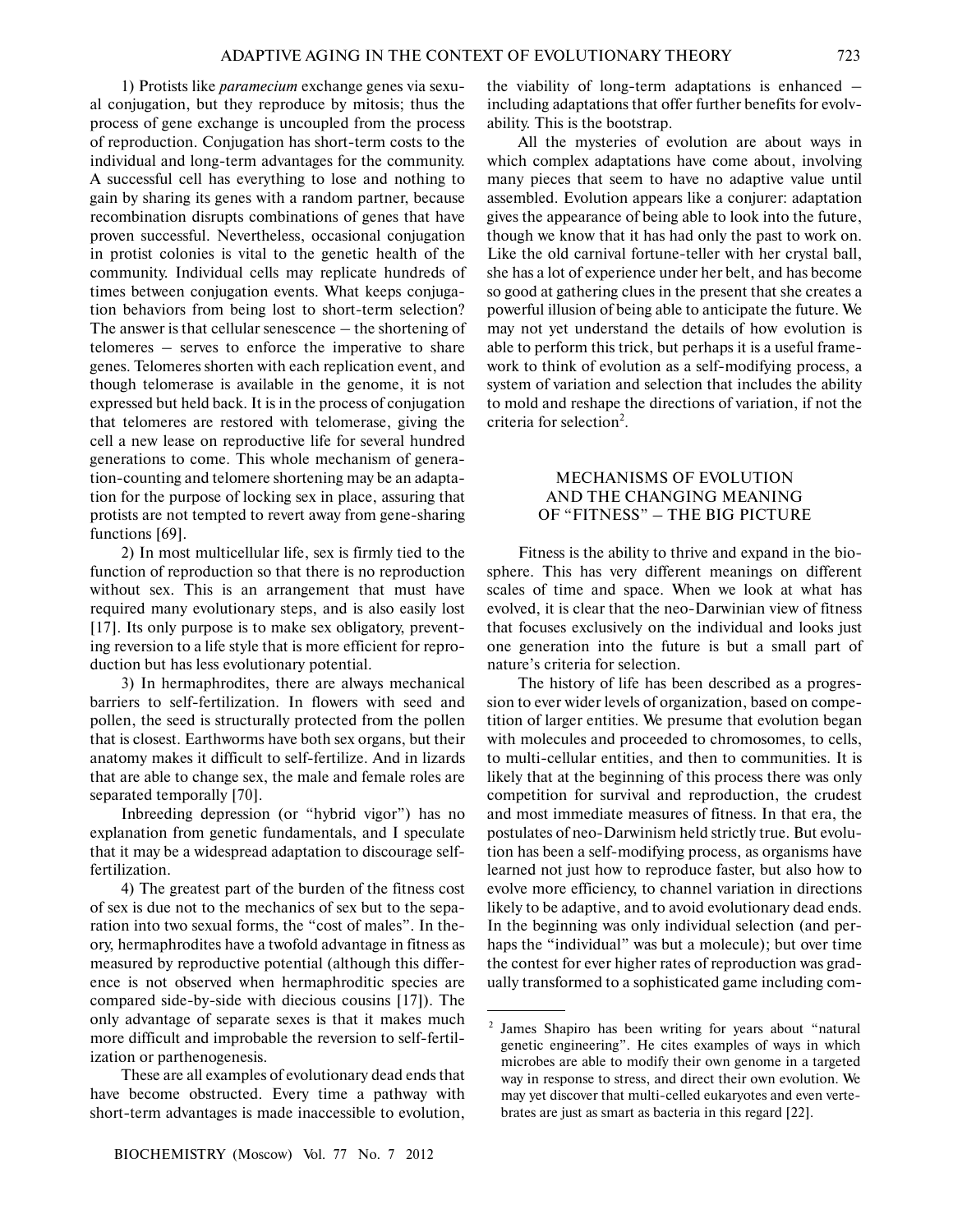1) Protists like *paramecium* exchange genes via sexual conjugation, but they reproduce by mitosis; thus the process of gene exchange is uncoupled from the process of reproduction. Conjugation has short-term costs to the individual and long-term advantages for the community. A successful cell has everything to lose and nothing to gain by sharing its genes with a random partner, because recombination disrupts combinations of genes that have proven successful. Nevertheless, occasional conjugation in protist colonies is vital to the genetic health of the community. Individual cells may replicate hundreds of times between conjugation events. What keeps conjugation behaviors from being lost to short-term selection? The answer is that cellular senescence – the shortening of telomeres – serves to enforce the imperative to share genes. Telomeres shorten with each replication event, and though telomerase is available in the genome, it is not expressed but held back. It is in the process of conjugation that telomeres are restored with telomerase, giving the cell a new lease on reproductive life for several hundred generations to come. This whole mechanism of generation-counting and telomere shortening may be an adaptation for the purpose of locking sex in place, assuring that protists are not tempted to revert away from gene-sharing functions [69].

2) In most multicellular life, sex is firmly tied to the function of reproduction so that there is no reproduction without sex. This is an arrangement that must have required many evolutionary steps, and is also easily lost [17]. Its only purpose is to make sex obligatory, preventing reversion to a life style that is more efficient for reproduction but has less evolutionary potential.

3) In hermaphrodites, there are always mechanical barriers to self-fertilization. In flowers with seed and pollen, the seed is structurally protected from the pollen that is closest. Earthworms have both sex organs, but their anatomy makes it difficult to self-fertilize. And in lizards that are able to change sex, the male and female roles are separated temporally [70].

Inbreeding depression (or "hybrid vigor") has no explanation from genetic fundamentals, and I speculate that it may be a widespread adaptation to discourage self-fertilization.

4) The greatest part of the burden of the fitness cost of sex is due not to the mechanics of sex but to the separation into two sexual forms, the "cost of males". In theory, hermaphrodites have a twofold advantage in fitness as measured by reproductive potential (although this difference is not observed when hermaphroditic species are compared side-by-side with diecious cousins [17]). The only advantage of separate sexes is that it makes much more difficult and improbable the reversion to self-fertilization or parthenogenesis.

These are all examples of evolutionary dead ends that have become obstructed. Every time a pathway with short-term advantages is made inaccessible to evolution, the viability of long-term adaptations is enhanced – including adaptations that offer further benefits for evolvability. This is the bootstrap.

All the mysteries of evolution are about ways in which complex adaptations have come about, involving many pieces that seem to have no adaptive value until assembled. Evolution appears like a conjurer: adaptation gives the appearance of being able to look into the future, though we know that it has had only the past to work on. Like the old carnival fortune-teller with her crystal ball, she has a lot of experience under her belt, and has become so good at gathering clues in the present that she creates a powerful illusion of being able to anticipate the future. We may not yet understand the details of how evolution is able to perform this trick, but perhaps it is a useful framework to think of evolution as a self-modifying process, a system of variation and selection that includes the ability to mold and reshape the directions of variation, if not the criteria for selection[2].

## MECHANISMS OF EVOLUTION AND THE CHANGING MEANING OF "FITNESS" – THE BIG PICTURE

Fitness is the ability to thrive and expand in the biosphere. This has very different meanings on different scales of time and space. When we look at what has evolved, it is clear that the neo-Darwinian view of fitness that focuses exclusively on the individual and looks just one generation into the future is but a small part of nature's criteria for selection.

The history of life has been described as a progression to ever wider levels of organization, based on competition of larger entities. We presume that evolution began with molecules and proceeded to chromosomes, to cells, to multi-cellular entities, and then to communities. It is likely that at the beginning of this process there was only competition for survival and reproduction, the crudest and most immediate measures of fitness. In that era, the postulates of neo-Darwinism held strictly true. But evolution has been a self-modifying process, as organisms have learned not just how to reproduce faster, but also how to evolve more efficiency, to channel variation in directions likely to be adaptive, and to avoid evolutionary dead ends. In the beginning was only individual selection (and perhaps the "individual" was but a molecule); but over time the contest for ever higher rates of reproduction was gradually transformed to a sophisticated game including com-

[2] James Shapiro has been writing for years about "natural genetic engineering". He cites examples of ways in which microbes are able to modify their own genome in a targeted way in response to stress, and direct their own evolution. We may yet discover that multi-celled eukaryotes and even vertebrates are just as smart as bacteria in this regard [22].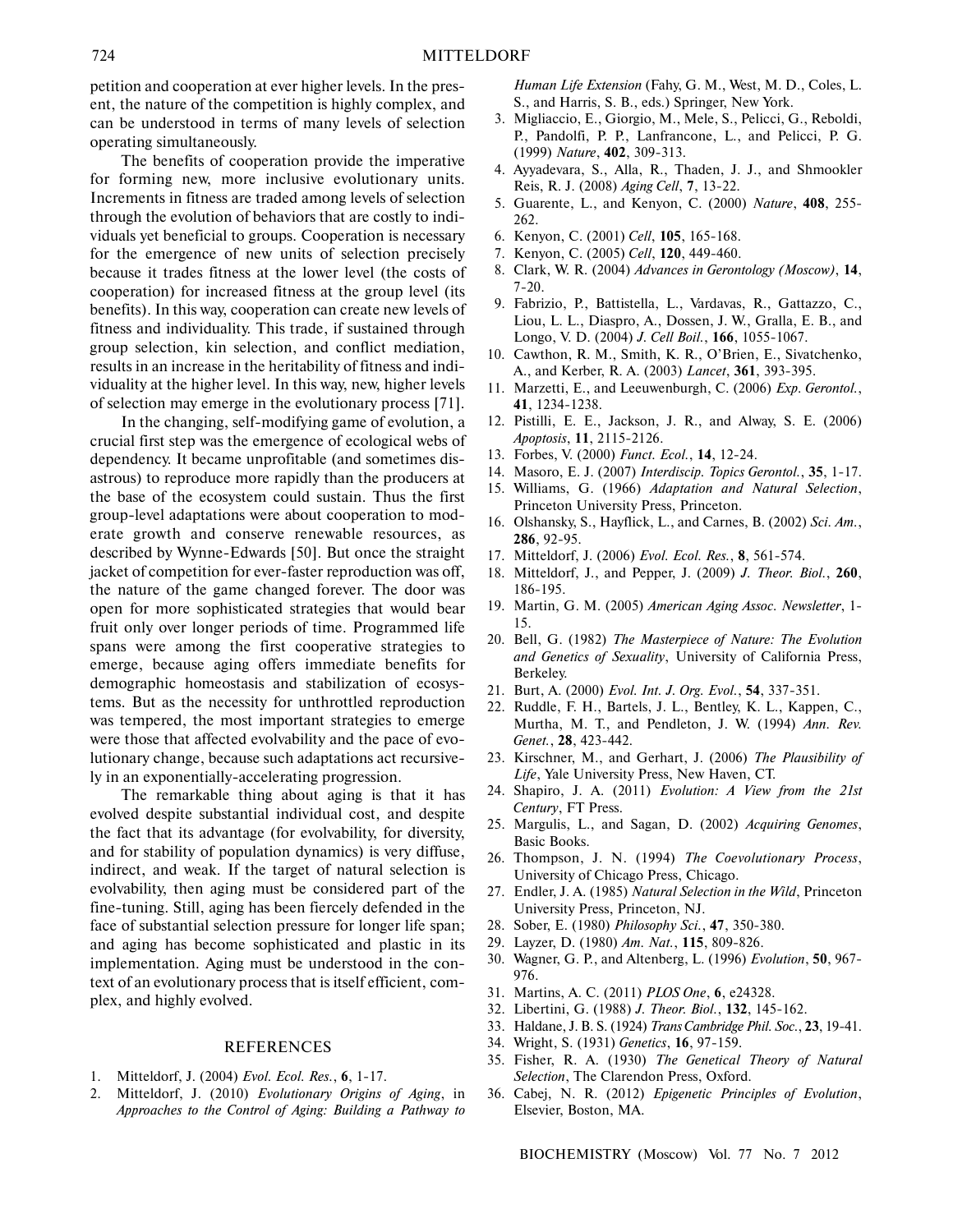petition and cooperation at ever higher levels. In the present, the nature of the competition is highly complex, and can be understood in terms of many levels of selection operating simultaneously.

The benefits of cooperation provide the imperative for forming new, more inclusive evolutionary units. Increments in fitness are traded among levels of selection through the evolution of behaviors that are costly to individuals yet beneficial to groups. Cooperation is necessary for the emergence of new units of selection precisely because it trades fitness at the lower level (the costs of cooperation) for increased fitness at the group level (its benefits). In this way, cooperation can create new levels of fitness and individuality. This trade, if sustained through group selection, kin selection, and conflict mediation, results in an increase in the heritability of fitness and individuality at the higher level. In this way, new, higher levels of selection may emerge in the evolutionary process [71].

In the changing, self-modifying game of evolution, a crucial first step was the emergence of ecological webs of dependency. It became unprofitable (and sometimes disastrous) to reproduce more rapidly than the producers at the base of the ecosystem could sustain. Thus the first group-level adaptations were about cooperation to moderate growth and conserve renewable resources, as described by Wynne-Edwards [50]. But once the straight jacket of competition for ever-faster reproduction was off, the nature of the game changed forever. The door was open for more sophisticated strategies that would bear fruit only over longer periods of time. Programmed life spans were among the first cooperative strategies to emerge, because aging offers immediate benefits for demographic homeostasis and stabilization of ecosystems. But as the necessity for unthrottled reproduction was tempered, the most important strategies to emerge were those that affected evolvability and the pace of evolutionary change, because such adaptations act recursively in an exponentially-accelerating progression.

The remarkable thing about aging is that it has evolved despite substantial individual cost, and despite the fact that its advantage (for evolvability, for diversity, and for stability of population dynamics) is very diffuse, indirect, and weak. If the target of natural selection is evolvability, then aging must be considered part of the fine-tuning. Still, aging has been fiercely defended in the face of substantial selection pressure for longer life span; and aging has become sophisticated and plastic in its implementation. Aging must be understood in the context of an evolutionary process that is itself efficient, complex, and highly evolved.

## REFERENCES

1. Mitteldorf, J. (2004) *Evol. Ecol. Res.*, **6**, 1-17.
2. Mitteldorf, J. (2010) *Evolutionary Origins of Aging*, in *Approaches to the Control of Aging: Building a Pathway to Human Life Extension* (Fahy, G. M., West, M. D., Coles, L. S., and Harris, S. B., eds.) Springer, New York.
3. Migliaccio, E., Giorgio, M., Mele, S., Pelicci, G., Reboldi, P., Pandolfi, P. P., Lanfrancone, L., and Pelicci, P. G. (1999) *Nature*, **402**, 309-313.
4. Ayyadevara, S., Alla, R., Thaden, J. J., and Shmookler Reis, R. J. (2008) *Aging Cell*, **7**, 13-22.
5. Guarente, L., and Kenyon, C. (2000) *Nature*, **408**, 255-262.
6. Kenyon, C. (2001) *Cell*, **105**, 165-168.
7. Kenyon, C. (2005) *Cell*, **120**, 449-460.
8. Clark, W. R. (2004) *Advances in Gerontology (Moscow)*, **14**, 7-20.
9. Fabrizio, P., Battistella, L., Vardavas, R., Gattazzo, C., Liou, L. L., Diaspro, A., Dossen, J. W., Gralla, E. B., and Longo, V. D. (2004) *J. Cell Boil.*, **166**, 1055-1067.
10. Cawthon, R. M., Smith, K. R., O'Brien, E., Sivatchenko, A., and Kerber, R. A. (2003) *Lancet*, **361**, 393-395.
11. Marzetti, E., and Leeuwenburgh, C. (2006) *Exp. Gerontol.*, **41**, 1234-1238.
12. Pistilli, E. E., Jackson, J. R., and Alway, S. E. (2006) *Apoptosis*, **11**, 2115-2126.
13. Forbes, V. (2000) *Funct. Ecol.*, **14**, 12-24.
14. Masoro, E. J. (2007) *Interdiscip. Topics Gerontol.*, **35**, 1-17.
15. Williams, G. (1966) *Adaptation and Natural Selection*, Princeton University Press, Princeton.
16. Olshansky, S., Hayflick, L., and Carnes, B. (2002) *Sci. Am.*, **286**, 92-95.
17. Mitteldorf, J. (2006) *Evol. Ecol. Res.*, **8**, 561-574.
18. Mitteldorf, J., and Pepper, J. (2009) *J. Theor. Biol.*, **260**, 186-195.
19. Martin, G. M. (2005) *American Aging Assoc. Newsletter*, 1-15.
20. Bell, G. (1982) *The Masterpiece of Nature: The Evolution and Genetics of Sexuality*, University of California Press, Berkeley.
21. Burt, A. (2000) *Evol. Int. J. Org. Evol.*, **54**, 337-351.
22. Ruddle, F. H., Bartels, J. L., Bentley, K. L., Kappen, C., Murtha, M. T., and Pendleton, J. W. (1994) *Ann. Rev. Genet.*, **28**, 423-442.
23. Kirschner, M., and Gerhart, J. (2006) *The Plausibility of Life*, Yale University Press, New Haven, CT.
24. Shapiro, J. A. (2011) *Evolution: A View from the 21st Century*, FT Press.
25. Margulis, L., and Sagan, D. (2002) *Acquiring Genomes*, Basic Books.
26. Thompson, J. N. (1994) *The Coevolutionary Process*, University of Chicago Press, Chicago.
27. Endler, J. A. (1985) *Natural Selection in the Wild*, Princeton University Press, Princeton, NJ.
28. Sober, E. (1980) *Philosophy Sci.*, **47**, 350-380.
29. Layzer, D. (1980) *Am. Nat.*, **115**, 809-826.
30. Wagner, G. P., and Altenberg, L. (1996) *Evolution*, **50**, 967-976.
31. Martins, A. C. (2011) *PLOS One*, **6**, e24328.
32. Libertini, G. (1988) *J. Theor. Biol.*, **132**, 145-162.
33. Haldane, J. B. S. (1924) *Trans Cambridge Phil. Soc.*, **23**, 19-41.
34. Wright, S. (1931) *Genetics*, **16**, 97-159.
35. Fisher, R. A. (1930) *The Genetical Theory of Natural Selection*, The Clarendon Press, Oxford.
36. Cabej, N. R. (2012) *Epigenetic Principles of Evolution*, Elsevier, Boston, MA.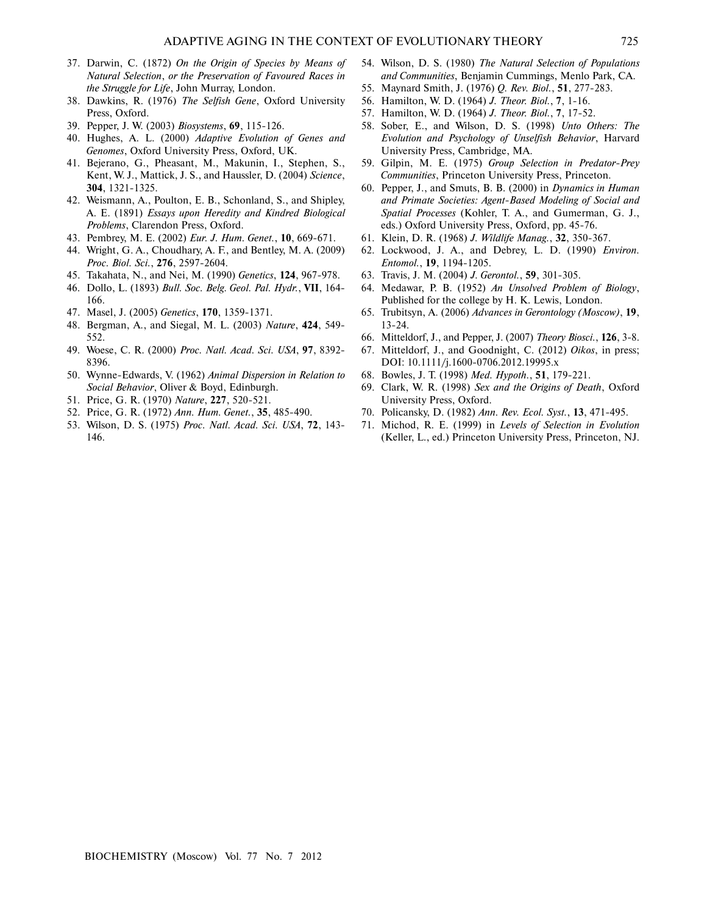37. Darwin, C. (1872) *On the Origin of Species by Means of Natural Selection, or the Preservation of Favoured Races in the Struggle for Life*, John Murray, London.
38. Dawkins, R. (1976) *The Selfish Gene*, Oxford University Press, Oxford.
39. Pepper, J. W. (2003) *Biosystems*, **69**, 115-126.
40. Hughes, A. L. (2000) *Adaptive Evolution of Genes and Genomes*, Oxford University Press, Oxford, UK.
41. Bejerano, G., Pheasant, M., Makunin, I., Stephen, S., Kent, W. J., Mattick, J. S., and Haussler, D. (2004) *Science*, **304**, 1321-1325.
42. Weismann, A., Poulton, E. B., Schonland, S., and Shipley, A. E. (1891) *Essays upon Heredity and Kindred Biological Problems*, Clarendon Press, Oxford.
43. Pembrey, M. E. (2002) *Eur. J. Hum. Genet.*, **10**, 669-671.
44. Wright, G. A., Choudhary, A. F., and Bentley, M. A. (2009) *Proc. Biol. Sci.*, **276**, 2597-2604.
45. Takahata, N., and Nei, M. (1990) *Genetics*, **124**, 967-978.
46. Dollo, L. (1893) *Bull. Soc. Belg. Geol. Pal. Hydr.*, **VII**, 164-166.
47. Masel, J. (2005) *Genetics*, **170**, 1359-1371.
48. Bergman, A., and Siegal, M. L. (2003) *Nature*, **424**, 549-552.
49. Woese, C. R. (2000) *Proc. Natl. Acad. Sci. USA*, **97**, 8392-8396.
50. Wynne-Edwards, V. (1962) *Animal Dispersion in Relation to Social Behavior*, Oliver & Boyd, Edinburgh.
51. Price, G. R. (1970) *Nature*, **227**, 520-521.
52. Price, G. R. (1972) *Ann. Hum. Genet.*, **35**, 485-490.
53. Wilson, D. S. (1975) *Proc. Natl. Acad. Sci. USA*, **72**, 143-146.
54. Wilson, D. S. (1980) *The Natural Selection of Populations and Communities*, Benjamin Cummings, Menlo Park, CA.
55. Maynard Smith, J. (1976) *Q. Rev. Biol.*, **51**, 277-283.
56. Hamilton, W. D. (1964) *J. Theor. Biol.*, **7**, 1-16.
57. Hamilton, W. D. (1964) *J. Theor. Biol.*, **7**, 17-52.
58. Sober, E., and Wilson, D. S. (1998) *Unto Others: The Evolution and Psychology of Unselfish Behavior*, Harvard University Press, Cambridge, MA.
59. Gilpin, M. E. (1975) *Group Selection in Predator-Prey Communities*, Princeton University Press, Princeton.
60. Pepper, J., and Smuts, B. B. (2000) in *Dynamics in Human and Primate Societies: Agent-Based Modeling of Social and Spatial Processes* (Kohler, T. A., and Gumerman, G. J., eds.) Oxford University Press, Oxford, pp. 45-76.
61. Klein, D. R. (1968) *J. Wildlife Manag.*, **32**, 350-367.
62. Lockwood, J. A., and Debrey, L. D. (1990) *Environ. Entomol.*, **19**, 1194-1205.
63. Travis, J. M. (2004) *J. Gerontol.*, **59**, 301-305.
64. Medawar, P. B. (1952) *An Unsolved Problem of Biology*, Published for the college by H. K. Lewis, London.
65. Trubitsyn, A. (2006) *Advances in Gerontology (Moscow)*, **19**, 13-24.
66. Mitteldorf, J., and Pepper, J. (2007) *Theory Biosci.*, **126**, 3-8.
67. Mitteldorf, J., and Goodnight, C. (2012) *Oikos*, in press; DOI: 10.1111/j.1600-0706.2012.19995.x
68. Bowles, J. T. (1998) *Med. Hypoth.*, **51**, 179-221.
69. Clark, W. R. (1998) *Sex and the Origins of Death*, Oxford University Press, Oxford.
70. Policansky, D. (1982) *Ann. Rev. Ecol. Syst.*, **13**, 471-495.
71. Michod, R. E. (1999) in *Levels of Selection in Evolution* (Keller, L., ed.) Princeton University Press, Princeton, NJ.